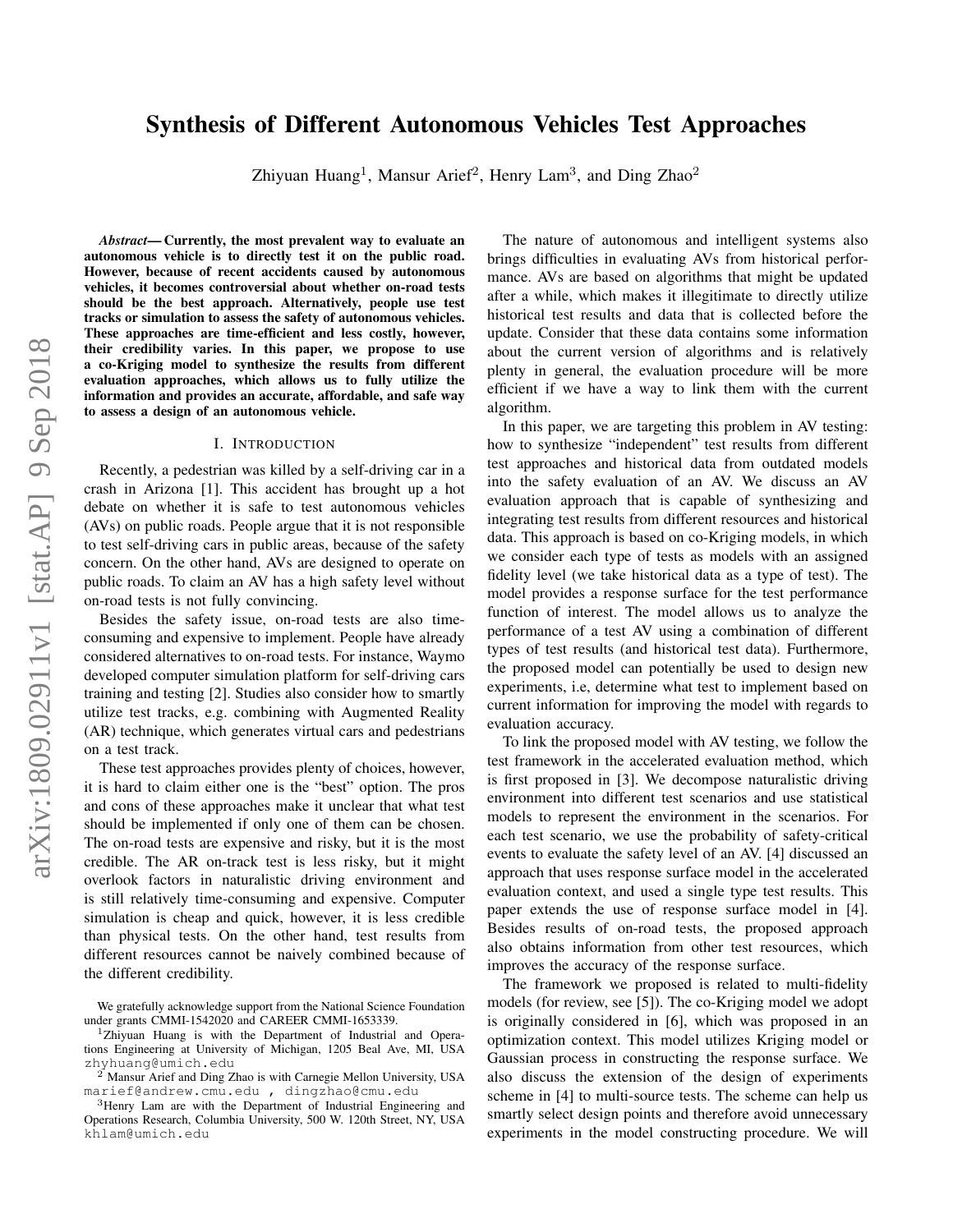# Synthesis of Different Autonomous Vehicles Test Approaches

Zhiyuan Huang[1], Mansur Arief[2], Henry Lam[3], and Ding Zhao[2]

***Abstract*— Currently, the most prevalent way to evaluate an autonomous vehicle is to directly test it on the public road. However, because of recent accidents caused by autonomous vehicles, it becomes controversial about whether on-road tests should be the best approach. Alternatively, people use test tracks or simulation to assess the safety of autonomous vehicles. These approaches are time-efficient and less costly, however, their credibility varies. In this paper, we propose to use a co-Kriging model to synthesize the results from different evaluation approaches, which allows us to fully utilize the information and provides an accurate, affordable, and safe way to assess a design of an autonomous vehicle.**

## I. Introduction

Recently, a pedestrian was killed by a self-driving car in a crash in Arizona [1]. This accident has brought up a hot debate on whether it is safe to test autonomous vehicles (AVs) on public roads. People argue that it is not responsible to test self-driving cars in public areas, because of the safety concern. On the other hand, AVs are designed to operate on public roads. To claim an AV has a high safety level without on-road tests is not fully convincing.

Besides the safety issue, on-road tests are also time-consuming and expensive to implement. People have already considered alternatives to on-road tests. For instance, Waymo developed computer simulation platform for self-driving cars training and testing [2]. Studies also consider how to smartly utilize test tracks, e.g. combining with Augmented Reality (AR) technique, which generates virtual cars and pedestrians on a test track.

These test approaches provides plenty of choices, however, it is hard to claim either one is the "best" option. The pros and cons of these approaches make it unclear that what test should be implemented if only one of them can be chosen. The on-road tests are expensive and risky, but it is the most credible. The AR on-track test is less risky, but it might overlook factors in naturalistic driving environment and is still relatively time-consuming and expensive. Computer simulation is cheap and quick, however, it is less credible than physical tests. On the other hand, test results from different resources cannot be naively combined because of the different credibility.

The nature of autonomous and intelligent systems also brings difficulties in evaluating AVs from historical performance. AVs are based on algorithms that might be updated after a while, which makes it illegitimate to directly utilize historical test results and data that is collected before the update. Consider that these data contains some information about the current version of algorithms and is relatively plenty in general, the evaluation procedure will be more efficient if we have a way to link them with the current algorithm.

In this paper, we are targeting this problem in AV testing: how to synthesize "independent" test results from different test approaches and historical data from outdated models into the safety evaluation of an AV. We discuss an AV evaluation approach that is capable of synthesizing and integrating test results from different resources and historical data. This approach is based on co-Kriging models, in which we consider each type of tests as models with an assigned fidelity level (we take historical data as a type of test). The model provides a response surface for the test performance function of interest. The model allows us to analyze the performance of a test AV using a combination of different types of test results (and historical test data). Furthermore, the proposed model can potentially be used to design new experiments, i.e, determine what test to implement based on current information for improving the model with regards to evaluation accuracy.

To link the proposed model with AV testing, we follow the test framework in the accelerated evaluation method, which is first proposed in [3]. We decompose naturalistic driving environment into different test scenarios and use statistical models to represent the environment in the scenarios. For each test scenario, we use the probability of safety-critical events to evaluate the safety level of an AV. [4] discussed an approach that uses response surface model in the accelerated evaluation context, and used a single type test results. This paper extends the use of response surface model in [4]. Besides results of on-road tests, the proposed approach also obtains information from other test resources, which improves the accuracy of the response surface.

The framework we proposed is related to multi-fidelity models (for review, see [5]). The co-Kriging model we adopt is originally considered in [6], which was proposed in an optimization context. This model utilizes Kriging model or Gaussian process in constructing the response surface. We also discuss the extension of the design of experiments scheme in [4] to multi-source tests. The scheme can help us smartly select design points and therefore avoid unnecessary experiments in the model constructing procedure. We will

---

We gratefully acknowledge support from the National Science Foundation under grants CMMI-1542020 and CAREER CMMI-1653339.

[1]Zhiyuan Huang is with the Department of Industrial and Operations Engineering at University of Michigan, 1205 Beal Ave, MI, USA zhyhuang@umich.edu

[2] Mansur Arief and Ding Zhao is with Carnegie Mellon University, USA marief@andrew.cmu.edu , dingzhao@cmu.edu

[3]Henry Lam are with the Department of Industrial Engineering and Operations Research, Columbia University, 500 W. 120th Street, NY, USA khlam@umich.edu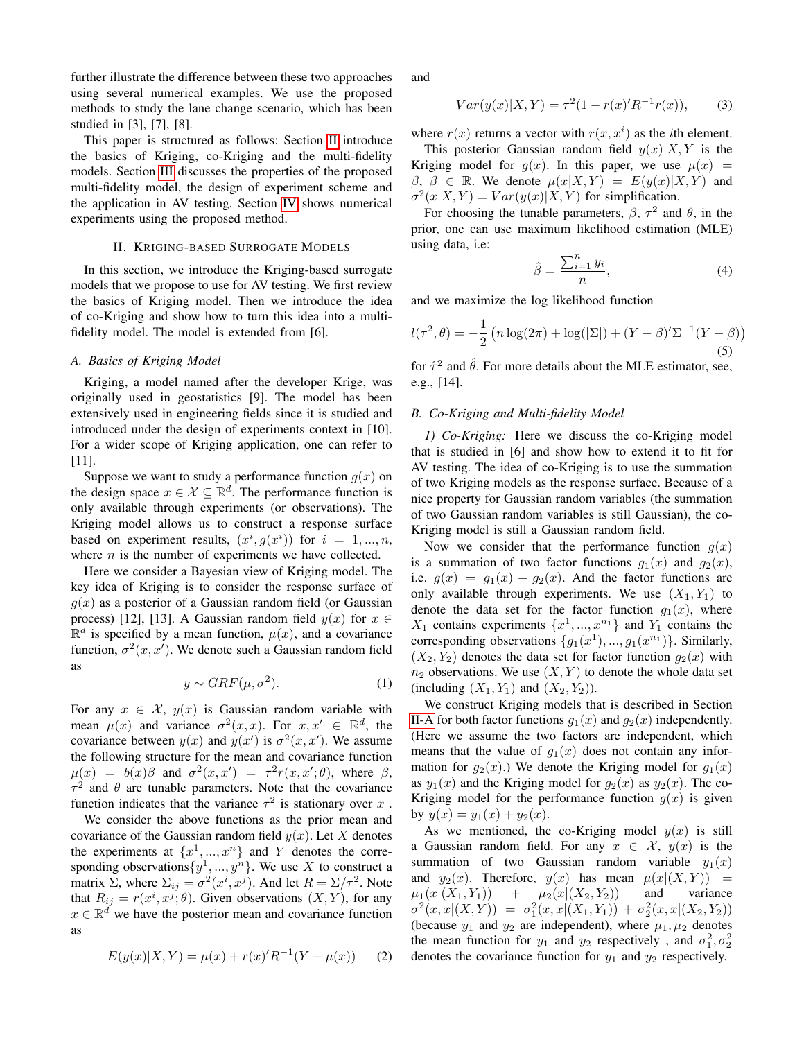further illustrate the difference between these two approaches using several numerical examples. We use the proposed methods to study the lane change scenario, which has been studied in [3], [7], [8].

This paper is structured as follows: Section II introduce the basics of Kriging, co-Kriging and the multi-fidelity models. Section III discusses the properties of the proposed multi-fidelity model, the design of experiment scheme and the application in AV testing. Section IV shows numerical experiments using the proposed method.

## II. Kriging-based Surrogate Models

In this section, we introduce the Kriging-based surrogate models that we propose to use for AV testing. We first review the basics of Kriging model. Then we introduce the idea of co-Kriging and show how to turn this idea into a multi-fidelity model. The model is extended from [6].

### A. Basics of Kriging Model

Kriging, a model named after the developer Krige, was originally used in geostatistics [9]. The model has been extensively used in engineering fields since it is studied and introduced under the design of experiments context in [10]. For a wider scope of Kriging application, one can refer to [11].

Suppose we want to study a performance function $g(x)$ on the design space $x \in \mathcal{X} \subseteq \mathbb{R}^d$. The performance function is only available through experiments (or observations). The Kriging model allows us to construct a response surface based on experiment results, $(x^i, g(x^i))$ for $i = 1, ..., n$, where $n$ is the number of experiments we have collected.

Here we consider a Bayesian view of Kriging model. The key idea of Kriging is to consider the response surface of $g(x)$ as a posterior of a Gaussian random field (or Gaussian process) [12], [13]. A Gaussian random field $y(x)$ for $x \in \mathbb{R}^d$ is specified by a mean function, $\mu(x)$, and a covariance function, $\sigma^2(x, x')$. We denote such a Gaussian random field as

$$y \sim GRF(\mu, \sigma^2). \tag{1}$$

For any $x \in \mathcal{X}$, $y(x)$ is Gaussian random variable with mean $\mu(x)$ and variance $\sigma^2(x, x)$. For $x, x' \in \mathbb{R}^d$, the covariance between $y(x)$ and $y(x')$ is $\sigma^2(x, x')$. We assume the following structure for the mean and covariance function $\mu(x) = b(x)\beta$ and $\sigma^2(x, x') = \tau^2 r(x, x'; \theta)$, where $\beta$, $\tau^2$ and $\theta$ are tunable parameters. Note that the covariance function indicates that the variance $\tau^2$ is stationary over $x$ .

We consider the above functions as the prior mean and covariance of the Gaussian random field $y(x)$. Let $X$ denotes the experiments at $\{x^1, ..., x^n\}$ and $Y$ denotes the corresponding observations$\{y^1, ..., y^n\}$. We use $X$ to construct a matrix $\Sigma$, where $\Sigma_{ij} = \sigma^2(x^i, x^j)$. And let $R = \Sigma/\tau^2$. Note that $R_{ij} = r(x^i, x^j; \theta)$. Given observations $(X, Y)$, for any $x \in \mathbb{R}^d$ we have the posterior mean and covariance function as

$$E(y(x)|X, Y) = \mu(x) + r(x)'R^{-1}(Y - \mu(x)) \tag{2}$$

and

$$Var(y(x)|X, Y) = \tau^2(1 - r(x)'R^{-1}r(x)), \tag{3}$$

where $r(x)$ returns a vector with $r(x, x^i)$ as the $i$th element.

This posterior Gaussian random field $y(x)|X, Y$ is the Kriging model for $g(x)$. In this paper, we use $\mu(x) = \beta$, $\beta \in \mathbb{R}$. We denote $\mu(x|X, Y) = E(y(x)|X, Y)$ and $\sigma^2(x|X, Y) = Var(y(x)|X, Y)$ for simplification.

For choosing the tunable parameters, $\beta$, $\tau^2$ and $\theta$, in the prior, one can use maximum likelihood estimation (MLE) using data, i.e:

$$\hat{\beta} = \frac{\sum_{i=1}^{n} y_i}{n}, \tag{4}$$

and we maximize the log likelihood function

$$l(\tau^2, \theta) = -\frac{1}{2}\left(n\log(2\pi) + \log(|\Sigma|) + (Y - \beta)'\Sigma^{-1}(Y - \beta)\right) \tag{5}$$

for $\hat{\tau}^2$ and $\hat{\theta}$. For more details about the MLE estimator, see, e.g., [14].

### B. Co-Kriging and Multi-fidelity Model

*1) Co-Kriging:* Here we discuss the co-Kriging model that is studied in [6] and show how to extend it to fit for AV testing. The idea of co-Kriging is to use the summation of two Kriging models as the response surface. Because of a nice property for Gaussian random variables (the summation of two Gaussian random variables is still Gaussian), the co-Kriging model is still a Gaussian random field.

Now we consider that the performance function $g(x)$ is a summation of two factor functions $g_1(x)$ and $g_2(x)$, i.e. $g(x) = g_1(x) + g_2(x)$. And the factor functions are only available through experiments. We use $(X_1, Y_1)$ to denote the data set for the factor function $g_1(x)$, where $X_1$ contains experiments $\{x^1, ..., x^{n_1}\}$ and $Y_1$ contains the corresponding observations $\{g_1(x^1), ..., g_1(x^{n_1})\}$. Similarly, $(X_2, Y_2)$ denotes the data set for factor function $g_2(x)$ with $n_2$ observations. We use $(X, Y)$ to denote the whole data set (including $(X_1, Y_1)$ and $(X_2, Y_2)$).

We construct Kriging models that is described in Section II-A for both factor functions $g_1(x)$ and $g_2(x)$ independently. (Here we assume the two factors are independent, which means that the value of $g_1(x)$ does not contain any information for $g_2(x)$.) We denote the Kriging model for $g_1(x)$ as $y_1(x)$ and the Kriging model for $g_2(x)$ as $y_2(x)$. The co-Kriging model for the performance function $g(x)$ is given by $y(x) = y_1(x) + y_2(x)$.

As we mentioned, the co-Kriging model $y(x)$ is still a Gaussian random field. For any $x \in \mathcal{X}$, $y(x)$ is the summation of two Gaussian random variable $y_1(x)$ and $y_2(x)$. Therefore, $y(x)$ has mean $\mu(x|(X, Y)) = \mu_1(x|(X_1, Y_1)) + \mu_2(x|(X_2, Y_2))$ and variance $\sigma^2(x, x|(X, Y)) = \sigma_1^2(x, x|(X_1, Y_1)) + \sigma_2^2(x, x|(X_2, Y_2))$ (because $y_1$ and $y_2$ are independent), where $\mu_1, \mu_2$ denotes the mean function for $y_1$ and $y_2$ respectively , and $\sigma_1^2, \sigma_2^2$ denotes the covariance function for $y_1$ and $y_2$ respectively.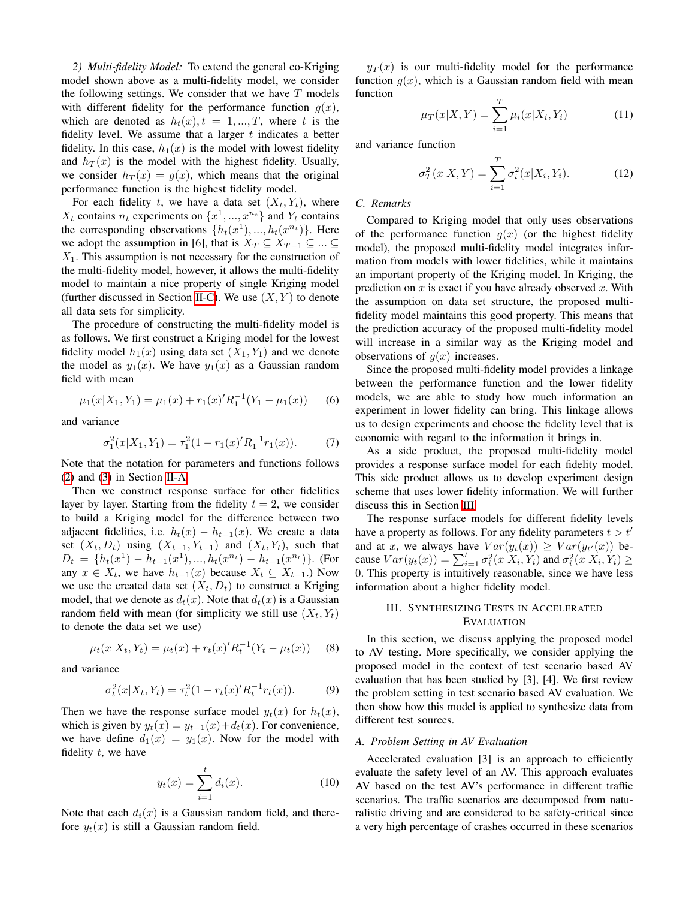*2) Multi-fidelity Model:* To extend the general co-Kriging model shown above as a multi-fidelity model, we consider the following settings. We consider that we have $T$ models with different fidelity for the performance function $g(x)$, which are denoted as $h_t(x), t = 1, ..., T$, where $t$ is the fidelity level. We assume that a larger $t$ indicates a better fidelity. In this case, $h_1(x)$ is the model with lowest fidelity and $h_T(x)$ is the model with the highest fidelity. Usually, we consider $h_T(x) = g(x)$, which means that the original performance function is the highest fidelity model.

For each fidelity $t$, we have a data set $(X_t, Y_t)$, where $X_t$ contains $n_t$ experiments on $\{x^1, ..., x^{n_t}\}$ and $Y_t$ contains the corresponding observations $\{h_t(x^1), ..., h_t(x^{n_t})\}$. Here we adopt the assumption in [6], that is $X_T \subseteq X_{T-1} \subseteq ... \subseteq X_1$. This assumption is not necessary for the construction of the multi-fidelity model, however, it allows the multi-fidelity model to maintain a nice property of single Kriging model (further discussed in Section II-C). We use $(X, Y)$ to denote all data sets for simplicity.

The procedure of constructing the multi-fidelity model is as follows. We first construct a Kriging model for the lowest fidelity model $h_1(x)$ using data set $(X_1, Y_1)$ and we denote the model as $y_1(x)$. We have $y_1(x)$ as a Gaussian random field with mean

$$\mu_1(x|X_1, Y_1) = \mu_1(x) + r_1(x)' R_1^{-1}(Y_1 - \mu_1(x)) \tag{6}$$

and variance

$$\sigma_1^2(x|X_1, Y_1) = \tau_1^2(1 - r_1(x)' R_1^{-1} r_1(x)). \tag{7}$$

Note that the notation for parameters and functions follows (2) and (3) in Section II-A.

Then we construct response surface for other fidelities layer by layer. Starting from the fidelity $t = 2$, we consider to build a Kriging model for the difference between two adjacent fidelities, i.e. $h_t(x) - h_{t-1}(x)$. We create a data set $(X_t, D_t)$ using $(X_{t-1}, Y_{t-1})$ and $(X_t, Y_t)$, such that $D_t = \{h_t(x^1) - h_{t-1}(x^1), ..., h_t(x^{n_t}) - h_{t-1}(x^{n_t})\}$. (For any $x \in X_t$, we have $h_{t-1}(x)$ because $X_t \subseteq X_{t-1}$.) Now we use the created data set $(X_t, D_t)$ to construct a Kriging model, that we denote as $d_t(x)$. Note that $d_t(x)$ is a Gaussian random field with mean (for simplicity we still use $(X_t, Y_t)$ to denote the data set we use)

$$\mu_t(x|X_t, Y_t) = \mu_t(x) + r_t(x)' R_t^{-1}(Y_t - \mu_t(x)) \tag{8}$$

and variance

$$\sigma_t^2(x|X_t, Y_t) = \tau_t^2(1 - r_t(x)' R_t^{-1} r_t(x)). \tag{9}$$

Then we have the response surface model $y_t(x)$ for $h_t(x)$, which is given by $y_t(x) = y_{t-1}(x) + d_t(x)$. For convenience, we have define $d_1(x) = y_1(x)$. Now for the model with fidelity $t$, we have

$$y_t(x) = \sum_{i=1}^{t} d_i(x). \tag{10}$$

Note that each $d_i(x)$ is a Gaussian random field, and therefore $y_t(x)$ is still a Gaussian random field.

$y_T(x)$ is our multi-fidelity model for the performance function $g(x)$, which is a Gaussian random field with mean function

$$\mu_T(x|X, Y) = \sum_{i=1}^{T} \mu_i(x|X_i, Y_i) \tag{11}$$

and variance function

$$\sigma_T^2(x|X, Y) = \sum_{i=1}^{T} \sigma_i^2(x|X_i, Y_i). \tag{12}$$

### C. Remarks

Compared to Kriging model that only uses observations of the performance function $g(x)$ (or the highest fidelity model), the proposed multi-fidelity model integrates information from models with lower fidelities, while it maintains an important property of the Kriging model. In Kriging, the prediction on $x$ is exact if you have already observed $x$. With the assumption on data set structure, the proposed multi-fidelity model maintains this good property. This means that the prediction accuracy of the proposed multi-fidelity model will increase in a similar way as the Kriging model and observations of $g(x)$ increases.

Since the proposed multi-fidelity model provides a linkage between the performance function and the lower fidelity models, we are able to study how much information an experiment in lower fidelity can bring. This linkage allows us to design experiments and choose the fidelity level that is economic with regard to the information it brings in.

As a side product, the proposed multi-fidelity model provides a response surface model for each fidelity model. This side product allows us to develop experiment design scheme that uses lower fidelity information. We will further discuss this in Section III.

The response surface models for different fidelity levels have a property as follows. For any fidelity parameters $t > t'$ and at $x$, we always have $Var(y_t(x)) \geq Var(y_{t'}(x))$ because $Var(y_t(x)) = \sum_{i=1}^{t} \sigma_i^2(x|X_i, Y_i)$ and $\sigma_i^2(x|X_i, Y_i) \geq 0$. This property is intuitively reasonable, since we have less information about a higher fidelity model.

## III. Synthesizing Tests in Accelerated Evaluation

In this section, we discuss applying the proposed model to AV testing. More specifically, we consider applying the proposed model in the context of test scenario based AV evaluation that has been studied by [3], [4]. We first review the problem setting in test scenario based AV evaluation. We then show how this model is applied to synthesize data from different test sources.

### A. Problem Setting in AV Evaluation

Accelerated evaluation [3] is an approach to efficiently evaluate the safety level of an AV. This approach evaluates AV based on the test AV's performance in different traffic scenarios. The traffic scenarios are decomposed from naturalistic driving and are considered to be safety-critical since a very high percentage of crashes occurred in these scenarios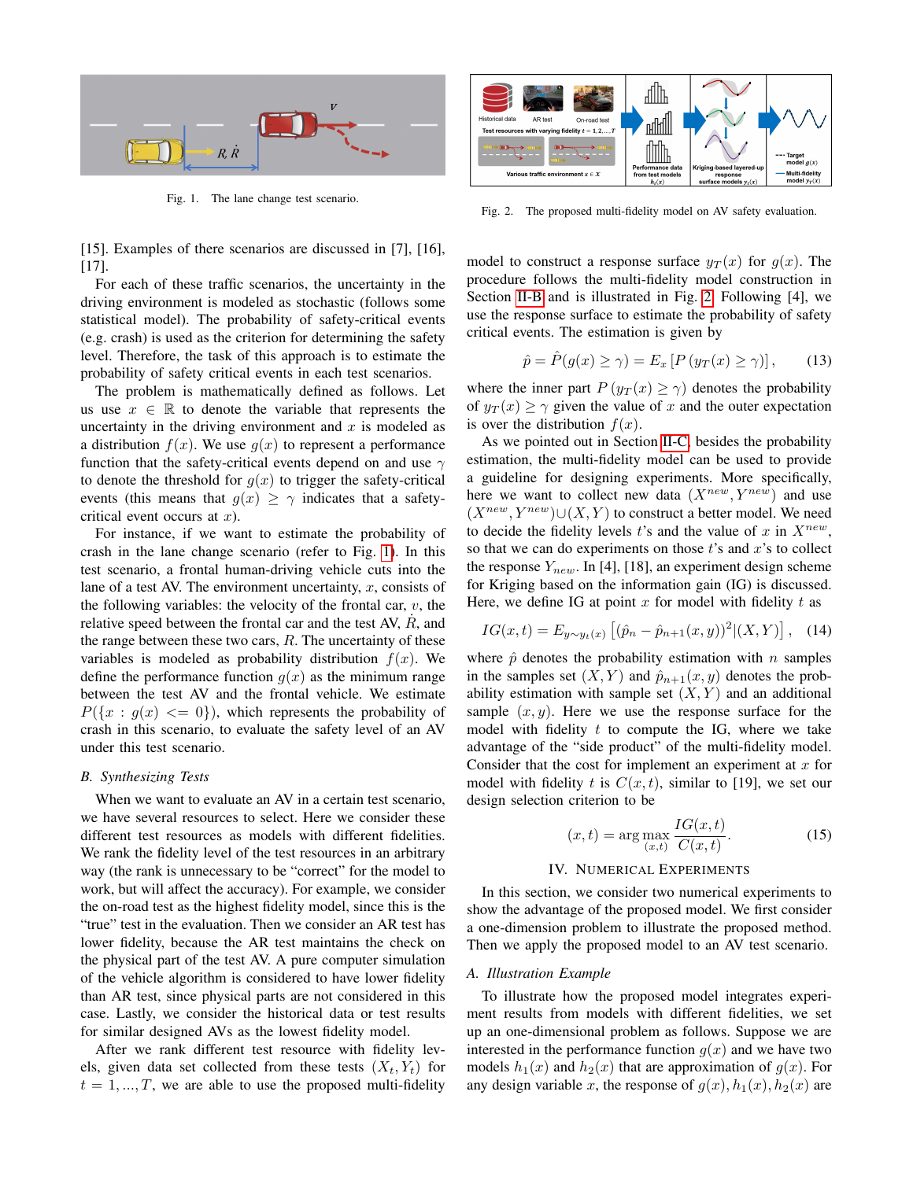Fig. 1. The lane change test scenario.

Fig. 2. The proposed multi-fidelity model on AV safety evaluation.

[15]. Examples of there scenarios are discussed in [7], [16], [17].

For each of these traffic scenarios, the uncertainty in the driving environment is modeled as stochastic (follows some statistical model). The probability of safety-critical events (e.g. crash) is used as the criterion for determining the safety level. Therefore, the task of this approach is to estimate the probability of safety critical events in each test scenarios.

The problem is mathematically defined as follows. Let us use $x \in \mathbb{R}$ to denote the variable that represents the uncertainty in the driving environment and $x$ is modeled as a distribution $f(x)$. We use $g(x)$ to represent a performance function that the safety-critical events depend on and use $\gamma$ to denote the threshold for $g(x)$ to trigger the safety-critical events (this means that $g(x) \geq \gamma$ indicates that a safety-critical event occurs at $x$).

For instance, if we want to estimate the probability of crash in the lane change scenario (refer to Fig. 1). In this test scenario, a frontal human-driving vehicle cuts into the lane of a test AV. The environment uncertainty, $x$, consists of the following variables: the velocity of the frontal car, $v$, the relative speed between the frontal car and the test AV, $\dot{R}$, and the range between these two cars, $R$. The uncertainty of these variables is modeled as probability distribution $f(x)$. We define the performance function $g(x)$ as the minimum range between the test AV and the frontal vehicle. We estimate $P(\{x : g(x) <= 0\})$, which represents the probability of crash in this scenario, to evaluate the safety level of an AV under this test scenario.

### B. Synthesizing Tests

When we want to evaluate an AV in a certain test scenario, we have several resources to select. Here we consider these different test resources as models with different fidelities. We rank the fidelity level of the test resources in an arbitrary way (the rank is unnecessary to be "correct" for the model to work, but will affect the accuracy). For example, we consider the on-road test as the highest fidelity model, since this is the "true" test in the evaluation. Then we consider an AR test has lower fidelity, because the AR test maintains the check on the physical part of the test AV. A pure computer simulation of the vehicle algorithm is considered to have lower fidelity than AR test, since physical parts are not considered in this case. Lastly, we consider the historical data or test results for similar designed AVs as the lowest fidelity model.

After we rank different test resource with fidelity levels, given data set collected from these tests $(X_t, Y_t)$ for $t = 1, ..., T$, we are able to use the proposed multi-fidelity model to construct a response surface $y_T(x)$ for $g(x)$. The procedure follows the multi-fidelity model construction in Section II-B and is illustrated in Fig. 2. Following [4], we use the response surface to estimate the probability of safety critical events. The estimation is given by

$$\hat{p} = \hat{P}(g(x) \geq \gamma) = E_x \left[ P\left(y_T(x) \geq \gamma\right) \right], \tag{13}$$

where the inner part $P(y_T(x) \geq \gamma)$ denotes the probability of $y_T(x) \geq \gamma$ given the value of $x$ and the outer expectation is over the distribution $f(x)$.

As we pointed out in Section II-C, besides the probability estimation, the multi-fidelity model can be used to provide a guideline for designing experiments. More specifically, here we want to collect new data $(X^{new}, Y^{new})$ and use $(X^{new}, Y^{new}) \cup (X, Y)$ to construct a better model. We need to decide the fidelity levels $t$'s and the value of $x$ in $X^{new}$, so that we can do experiments on those $t$'s and $x$'s to collect the response $Y_{new}$. In [4], [18], an experiment design scheme for Kriging based on the information gain (IG) is discussed. Here, we define IG at point $x$ for model with fidelity $t$ as

$$IG(x,t) = E_{y \sim y_t(x)} \left[ (\hat{p}_n - \hat{p}_{n+1}(x,y))^2 | (X,Y) \right], \tag{14}$$

where $\hat{p}$ denotes the probability estimation with $n$ samples in the samples set $(X, Y)$ and $\hat{p}_{n+1}(x, y)$ denotes the probability estimation with sample set $(X, Y)$ and an additional sample $(x, y)$. Here we use the response surface for the model with fidelity $t$ to compute the IG, where we take advantage of the "side product" of the multi-fidelity model. Consider that the cost for implement an experiment at $x$ for model with fidelity $t$ is $C(x, t)$, similar to [19], we set our design selection criterion to be

$$(x,t) = \arg\max_{(x,t)} \frac{IG(x,t)}{C(x,t)}. \tag{15}$$

## IV. Numerical Experiments

In this section, we consider two numerical experiments to show the advantage of the proposed model. We first consider a one-dimension problem to illustrate the proposed method. Then we apply the proposed model to an AV test scenario.

### A. Illustration Example

To illustrate how the proposed model integrates experiment results from models with different fidelities, we set up an one-dimensional problem as follows. Suppose we are interested in the performance function $g(x)$ and we have two models $h_1(x)$ and $h_2(x)$ that are approximation of $g(x)$. For any design variable $x$, the response of $g(x), h_1(x), h_2(x)$ are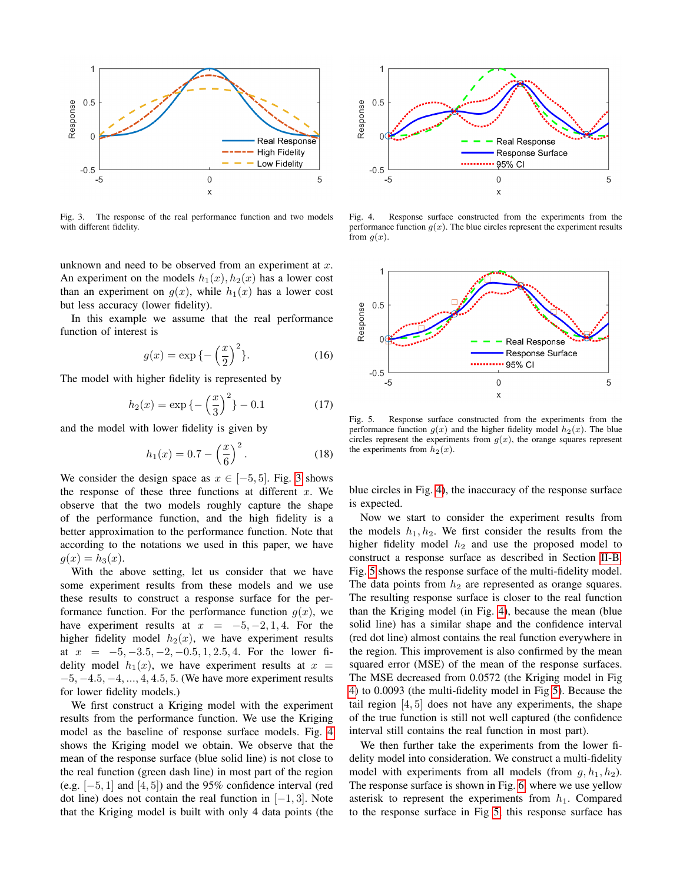Fig. 3. The response of the real performance function and two models with different fidelity.

Fig. 4. Response surface constructed from the experiments from the performance function $g(x)$. The blue circles represent the experiment results from $g(x)$.

Fig. 5. Response surface constructed from the experiments from the performance function $g(x)$ and the higher fidelity model $h_2(x)$. The blue circles represent the experiments from $g(x)$, the orange squares represent the experiments from $h_2(x)$.

unknown and need to be observed from an experiment at $x$. An experiment on the models $h_1(x), h_2(x)$ has a lower cost than an experiment on $g(x)$, while $h_1(x)$ has a lower cost but less accuracy (lower fidelity).

In this example we assume that the real performance function of interest is

$$g(x) = \exp\{-\left(\frac{x}{2}\right)^2\}. \tag{16}$$

The model with higher fidelity is represented by

$$h_2(x) = \exp\{-\left(\frac{x}{3}\right)^2\} - 0.1 \tag{17}$$

and the model with lower fidelity is given by

$$h_1(x) = 0.7 - \left(\frac{x}{6}\right)^2. \tag{18}$$

We consider the design space as $x \in [-5, 5]$. Fig. 3 shows the response of these three functions at different $x$. We observe that the two models roughly capture the shape of the performance function, and the high fidelity is a better approximation to the performance function. Note that according to the notations we used in this paper, we have $g(x) = h_3(x)$.

With the above setting, let us consider that we have some experiment results from these models and we use these results to construct a response surface for the performance function. For the performance function $g(x)$, we have experiment results at $x = -5, -2, 1, 4$. For the higher fidelity model $h_2(x)$, we have experiment results at $x = -5, -3.5, -2, -0.5, 1, 2.5, 4$. For the lower fidelity model $h_1(x)$, we have experiment results at $x = -5, -4.5, -4, ..., 4, 4.5, 5$. (We have more experiment results for lower fidelity models.)

We first construct a Kriging model with the experiment results from the performance function. We use the Kriging model as the baseline of response surface models. Fig. 4 shows the Kriging model we obtain. We observe that the mean of the response surface (blue solid line) is not close to the real function (green dash line) in most part of the region (e.g. $[-5, 1]$ and $[4, 5]$) and the 95% confidence interval (red dot line) does not contain the real function in $[-1, 3]$. Note that the Kriging model is built with only 4 data points (the blue circles in Fig. 4), the inaccuracy of the response surface is expected.

Now we start to consider the experiment results from the models $h_1, h_2$. We first consider the results from the higher fidelity model $h_2$ and use the proposed model to construct a response surface as described in Section II-B. Fig. 5 shows the response surface of the multi-fidelity model. The data points from $h_2$ are represented as orange squares. The resulting response surface is closer to the real function than the Kriging model (in Fig. 4), because the mean (blue solid line) has a similar shape and the confidence interval (red dot line) almost contains the real function everywhere in the region. This improvement is also confirmed by the mean squared error (MSE) of the mean of the response surfaces. The MSE decreased from 0.0572 (the Kriging model in Fig 4) to 0.0093 (the multi-fidelity model in Fig 5). Because the tail region $[4, 5]$ does not have any experiments, the shape of the true function is still not well captured (the confidence interval still contains the real function in most part).

We then further take the experiments from the lower fidelity model into consideration. We construct a multi-fidelity model with experiments from all models (from $g, h_1, h_2$). The response surface is shown in Fig. 6 where we use yellow asterisk to represent the experiments from $h_1$. Compared to the response surface in Fig 5, this response surface has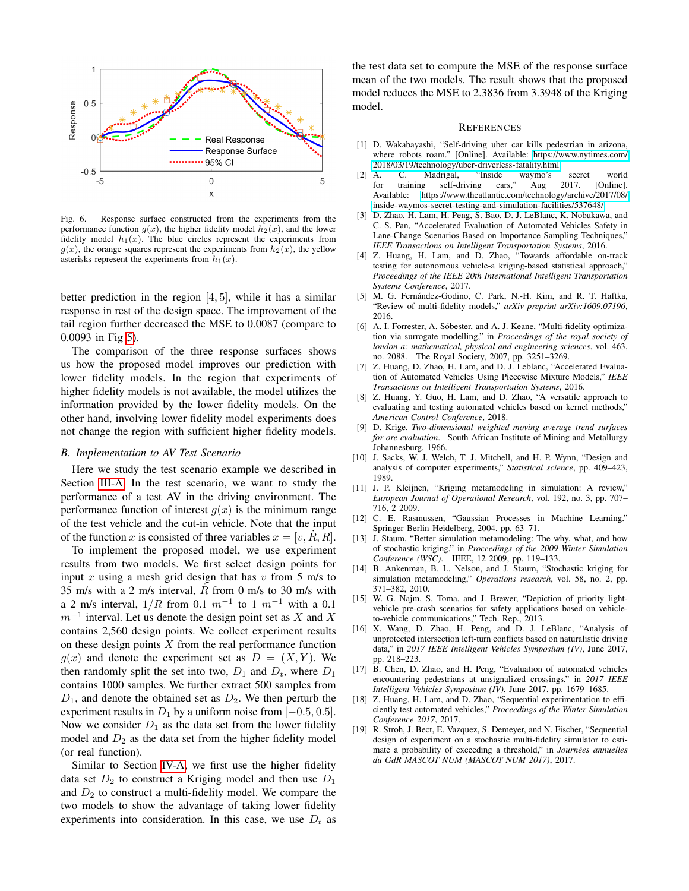1

0.5

0

-0.5

Response

-5

0

5

x

Real Response

Response Surface

95% CI

Fig. 6. Response surface constructed from the experiments from the performance function $g(x)$, the higher fidelity model $h_2(x)$, and the lower fidelity model $h_1(x)$. The blue circles represent the experiments from $g(x)$, the orange squares represent the experiments from $h_2(x)$, the yellow asterisks represent the experiments from $h_1(x)$.

better prediction in the region $[4, 5]$, while it has a similar response in rest of the design space. The improvement of the tail region further decreased the MSE to 0.0087 (compare to 0.0093 in Fig 5).

The comparison of the three response surfaces shows us how the proposed model improves our prediction with lower fidelity models. In the region that experiments of higher fidelity models is not available, the model utilizes the information provided by the lower fidelity models. On the other hand, involving lower fidelity model experiments does not change the region with sufficient higher fidelity models.

### B. Implementation to AV Test Scenario

Here we study the test scenario example we described in Section III-A. In the test scenario, we want to study the performance of a test AV in the driving environment. The performance function of interest $g(x)$ is the minimum range of the test vehicle and the cut-in vehicle. Note that the input of the function $x$ is consisted of three variables $x = [v, \dot{R}, R]$.

To implement the proposed model, we use experiment results from two models. We first select design points for input $x$ using a mesh grid design that has $v$ from 5 m/s to 35 m/s with a 2 m/s interval, $\dot{R}$ from 0 m/s to 30 m/s with a 2 m/s interval, $1/R$ from 0.1 $m^{-1}$ to 1 $m^{-1}$ with a 0.1 $m^{-1}$ interval. Let us denote the design point set as $X$ and $X$ contains 2,560 design points. We collect experiment results on these design points $X$ from the real performance function $g(x)$ and denote the experiment set as $D = (X, Y)$. We then randomly split the set into two, $D_1$ and $D_t$, where $D_1$ contains 1000 samples. We further extract 500 samples from $D_1$, and denote the obtained set as $D_2$. We then perturb the experiment results in $D_1$ by a uniform noise from $[-0.5, 0.5]$. Now we consider $D_1$ as the data set from the lower fidelity model and $D_2$ as the data set from the higher fidelity model (or real function).

Similar to Section IV-A, we first use the higher fidelity data set $D_2$ to construct a Kriging model and then use $D_1$ and $D_2$ to construct a multi-fidelity model. We compare the two models to show the advantage of taking lower fidelity experiments into consideration. In this case, we use $D_t$ as the test data set to compute the MSE of the response surface mean of the two models. The result shows that the proposed model reduces the MSE to 2.3836 from 3.3948 of the Kriging model.

## References

[1] D. Wakabayashi, "Self-driving uber car kills pedestrian in arizona, where robots roam." [Online]. Available: https://www.nytimes.com/2018/03/19/technology/uber-driverless-fatality.html

[2] A. C. Madrigal, "Inside waymo's secret world for training self-driving cars," Aug 2017. [Online]. Available: https://www.theatlantic.com/technology/archive/2017/08/inside-waymos-secret-testing-and-simulation-facilities/537648/

[3] D. Zhao, H. Lam, H. Peng, S. Bao, D. J. LeBlanc, K. Nobukawa, and C. S. Pan, "Accelerated Evaluation of Automated Vehicles Safety in Lane-Change Scenarios Based on Importance Sampling Techniques," *IEEE Transactions on Intelligent Transportation Systems*, 2016.

[4] Z. Huang, H. Lam, and D. Zhao, "Towards affordable on-track testing for autonomous vehicle-a kriging-based statistical approach," *Proceedings of the IEEE 20th International Intelligent Transportation Systems Conference*, 2017.

[5] M. G. Fernández-Godino, C. Park, N.-H. Kim, and R. T. Haftka, "Review of multi-fidelity models," *arXiv preprint arXiv:1609.07196*, 2016.

[6] A. I. Forrester, A. Sóbester, and A. J. Keane, "Multi-fidelity optimization via surrogate modelling," in *Proceedings of the royal society of london a: mathematical, physical and engineering sciences*, vol. 463, no. 2088. The Royal Society, 2007, pp. 3251–3269.

[7] Z. Huang, D. Zhao, H. Lam, and D. J. Leblanc, "Accelerated Evaluation of Automated Vehicles Using Piecewise Mixture Models," *IEEE Transactions on Intelligent Transportation Systems*, 2016.

[8] Z. Huang, Y. Guo, H. Lam, and D. Zhao, "A versatile approach to evaluating and testing automated vehicles based on kernel methods," *American Control Conference*, 2018.

[9] D. Krige, *Two-dimensional weighted moving average trend surfaces for ore evaluation*. South African Institute of Mining and Metallurgy Johannesburg, 1966.

[10] J. Sacks, W. J. Welch, T. J. Mitchell, and H. P. Wynn, "Design and analysis of computer experiments," *Statistical science*, pp. 409–423, 1989.

[11] J. P. Kleijnen, "Kriging metamodeling in simulation: A review," *European Journal of Operational Research*, vol. 192, no. 3, pp. 707–716, 2 2009.

[12] C. E. Rasmussen, "Gaussian Processes in Machine Learning." Springer Berlin Heidelberg, 2004, pp. 63–71.

[13] J. Staum, "Better simulation metamodeling: The why, what, and how of stochastic kriging," in *Proceedings of the 2009 Winter Simulation Conference (WSC)*. IEEE, 12 2009, pp. 119–133.

[14] B. Ankenman, B. L. Nelson, and J. Staum, "Stochastic kriging for simulation metamodeling," *Operations research*, vol. 58, no. 2, pp. 371–382, 2010.

[15] W. G. Najm, S. Toma, and J. Brewer, "Depiction of priority light-vehicle pre-crash scenarios for safety applications based on vehicle-to-vehicle communications," Tech. Rep., 2013.

[16] X. Wang, D. Zhao, H. Peng, and D. J. LeBlanc, "Analysis of unprotected intersection left-turn conflicts based on naturalistic driving data," in *2017 IEEE Intelligent Vehicles Symposium (IV)*, June 2017, pp. 218–223.

[17] B. Chen, D. Zhao, and H. Peng, "Evaluation of automated vehicles encountering pedestrians at unsignalized crossings," in *2017 IEEE Intelligent Vehicles Symposium (IV)*, June 2017, pp. 1679–1685.

[18] Z. Huang, H. Lam, and D. Zhao, "Sequential experimentation to efficiently test automated vehicles," *Proceedings of the Winter Simulation Conference 2017*, 2017.

[19] R. Stroh, J. Bect, E. Vazquez, S. Demeyer, and N. Fischer, "Sequential design of experiment on a stochastic multi-fidelity simulator to estimate a probability of exceeding a threshold," in *Journées annuelles du GdR MASCOT NUM (MASCOT NUM 2017)*, 2017.